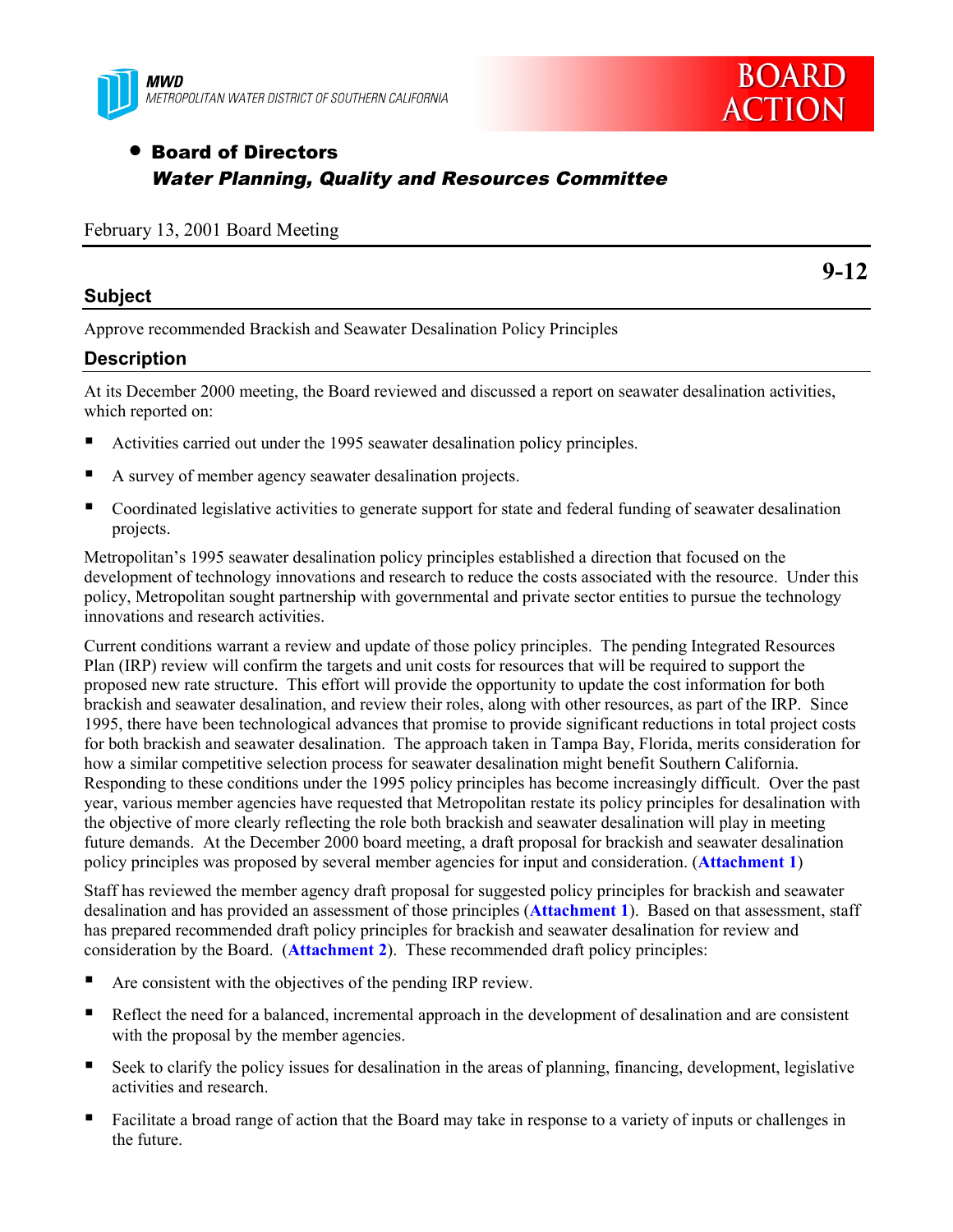MWD
METROPOLITAN WATER DISTRICT OF SOUTHERN CALIFORNIA

BOARD ACTION

- **Board of Directors**
  ***Water Planning, Quality and Resources Committee***

February 13, 2001 Board Meeting

**9-12**

## Subject

Approve recommended Brackish and Seawater Desalination Policy Principles

## Description

At its December 2000 meeting, the Board reviewed and discussed a report on seawater desalination activities, which reported on:

- Activities carried out under the 1995 seawater desalination policy principles.
- A survey of member agency seawater desalination projects.
- Coordinated legislative activities to generate support for state and federal funding of seawater desalination projects.

Metropolitan's 1995 seawater desalination policy principles established a direction that focused on the development of technology innovations and research to reduce the costs associated with the resource. Under this policy, Metropolitan sought partnership with governmental and private sector entities to pursue the technology innovations and research activities.

Current conditions warrant a review and update of those policy principles. The pending Integrated Resources Plan (IRP) review will confirm the targets and unit costs for resources that will be required to support the proposed new rate structure. This effort will provide the opportunity to update the cost information for both brackish and seawater desalination, and review their roles, along with other resources, as part of the IRP. Since 1995, there have been technological advances that promise to provide significant reductions in total project costs for both brackish and seawater desalination. The approach taken in Tampa Bay, Florida, merits consideration for how a similar competitive selection process for seawater desalination might benefit Southern California. Responding to these conditions under the 1995 policy principles has become increasingly difficult. Over the past year, various member agencies have requested that Metropolitan restate its policy principles for desalination with the objective of more clearly reflecting the role both brackish and seawater desalination will play in meeting future demands. At the December 2000 board meeting, a draft proposal for brackish and seawater desalination policy principles was proposed by several member agencies for input and consideration. (**Attachment 1**)

Staff has reviewed the member agency draft proposal for suggested policy principles for brackish and seawater desalination and has provided an assessment of those principles (**Attachment 1**). Based on that assessment, staff has prepared recommended draft policy principles for brackish and seawater desalination for review and consideration by the Board. (**Attachment 2**). These recommended draft policy principles:

- Are consistent with the objectives of the pending IRP review.
- Reflect the need for a balanced, incremental approach in the development of desalination and are consistent with the proposal by the member agencies.
- Seek to clarify the policy issues for desalination in the areas of planning, financing, development, legislative activities and research.
- Facilitate a broad range of action that the Board may take in response to a variety of inputs or challenges in the future.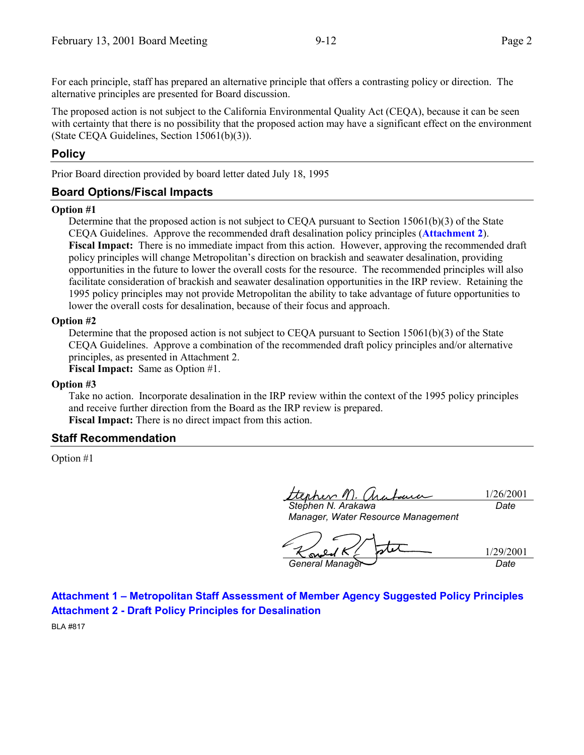For each principle, staff has prepared an alternative principle that offers a contrasting policy or direction. The alternative principles are presented for Board discussion.

The proposed action is not subject to the California Environmental Quality Act (CEQA), because it can be seen with certainty that there is no possibility that the proposed action may have a significant effect on the environment (State CEQA Guidelines, Section 15061(b)(3)).

## Policy

Prior Board direction provided by board letter dated July 18, 1995

## Board Options/Fiscal Impacts

**Option #1**

Determine that the proposed action is not subject to CEQA pursuant to Section 15061(b)(3) of the State CEQA Guidelines. Approve the recommended draft desalination policy principles (**Attachment 2**).

**Fiscal Impact:** There is no immediate impact from this action. However, approving the recommended draft policy principles will change Metropolitan's direction on brackish and seawater desalination, providing opportunities in the future to lower the overall costs for the resource. The recommended principles will also facilitate consideration of brackish and seawater desalination opportunities in the IRP review. Retaining the 1995 policy principles may not provide Metropolitan the ability to take advantage of future opportunities to lower the overall costs for desalination, because of their focus and approach.

**Option #2**

Determine that the proposed action is not subject to CEQA pursuant to Section 15061(b)(3) of the State CEQA Guidelines. Approve a combination of the recommended draft policy principles and/or alternative principles, as presented in Attachment 2.

**Fiscal Impact:** Same as Option #1.

**Option #3**

Take no action. Incorporate desalination in the IRP review within the context of the 1995 policy principles and receive further direction from the Board as the IRP review is prepared.

**Fiscal Impact:** There is no direct impact from this action.

## Staff Recommendation

Option #1

| | |
|---|---|
| *Stephen N. Arakawa* | 1/26/2001 |
| *Stephen N. Arakawa*<br>*Manager, Water Resource Management* | *Date* |
| | 1/29/2001 |
| *General Manager* | *Date* |

**Attachment 1 – Metropolitan Staff Assessment of Member Agency Suggested Policy Principles**

**Attachment 2 - Draft Policy Principles for Desalination**

BLA #817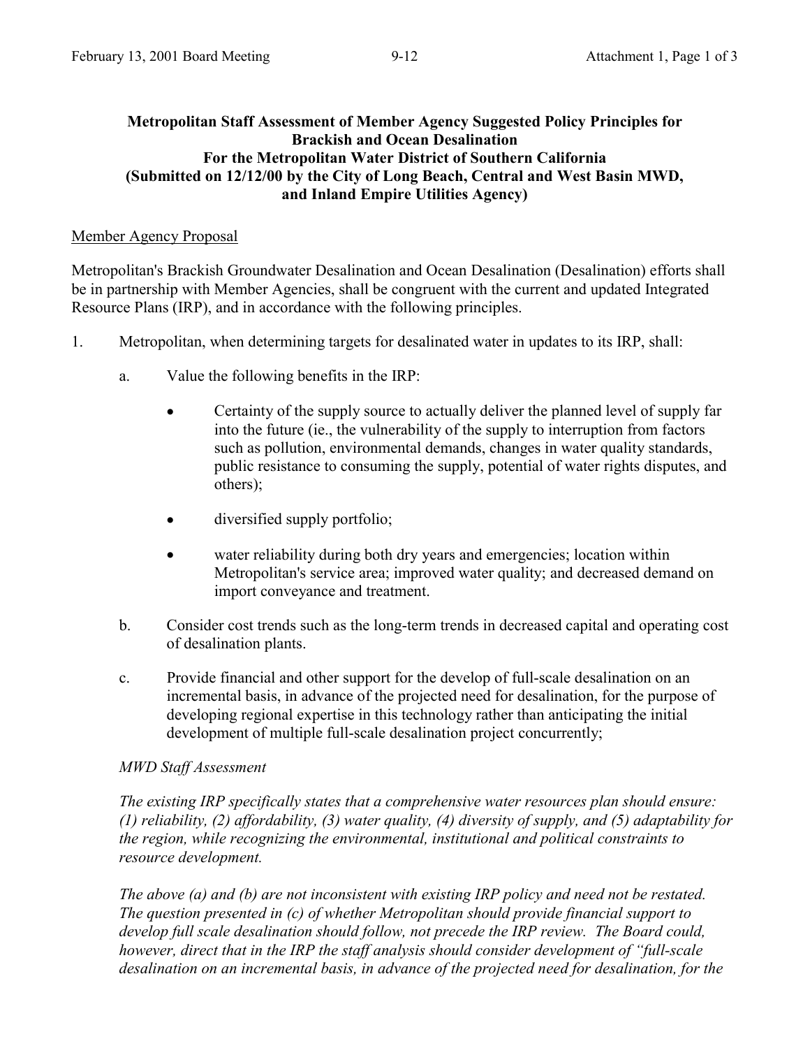**Metropolitan Staff Assessment of Member Agency Suggested Policy Principles for Brackish and Ocean Desalination For the Metropolitan Water District of Southern California (Submitted on 12/12/00 by the City of Long Beach, Central and West Basin MWD, and Inland Empire Utilities Agency)**

Member Agency Proposal

Metropolitan's Brackish Groundwater Desalination and Ocean Desalination (Desalination) efforts shall be in partnership with Member Agencies, shall be congruent with the current and updated Integrated Resource Plans (IRP), and in accordance with the following principles.

1. Metropolitan, when determining targets for desalinated water in updates to its IRP, shall:

   a. Value the following benefits in the IRP:

      - Certainty of the supply source to actually deliver the planned level of supply far into the future (ie., the vulnerability of the supply to interruption from factors such as pollution, environmental demands, changes in water quality standards, public resistance to consuming the supply, potential of water rights disputes, and others);
      - diversified supply portfolio;
      - water reliability during both dry years and emergencies; location within Metropolitan's service area; improved water quality; and decreased demand on import conveyance and treatment.

   b. Consider cost trends such as the long-term trends in decreased capital and operating cost of desalination plants.

   c. Provide financial and other support for the develop of full-scale desalination on an incremental basis, in advance of the projected need for desalination, for the purpose of developing regional expertise in this technology rather than anticipating the initial development of multiple full-scale desalination project concurrently;

*MWD Staff Assessment*

*The existing IRP specifically states that a comprehensive water resources plan should ensure: (1) reliability, (2) affordability, (3) water quality, (4) diversity of supply, and (5) adaptability for the region, while recognizing the environmental, institutional and political constraints to resource development.*

*The above (a) and (b) are not inconsistent with existing IRP policy and need not be restated. The question presented in (c) of whether Metropolitan should provide financial support to develop full scale desalination should follow, not precede the IRP review. The Board could, however, direct that in the IRP the staff analysis should consider development of "full-scale desalination on an incremental basis, in advance of the projected need for desalination, for the*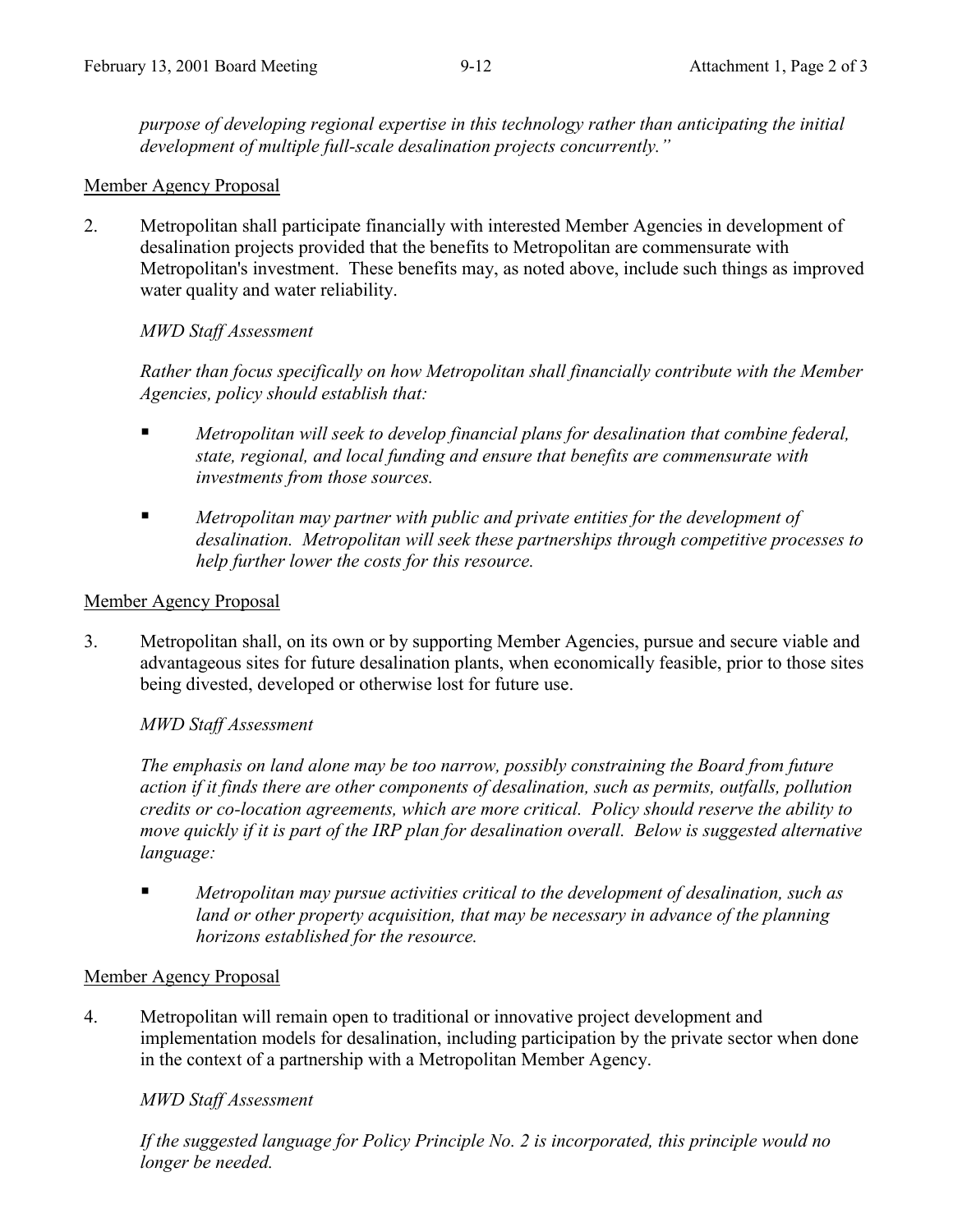*purpose of developing regional expertise in this technology rather than anticipating the initial development of multiple full-scale desalination projects concurrently."*

Member Agency Proposal

2. Metropolitan shall participate financially with interested Member Agencies in development of desalination projects provided that the benefits to Metropolitan are commensurate with Metropolitan's investment. These benefits may, as noted above, include such things as improved water quality and water reliability.

   *MWD Staff Assessment*

   *Rather than focus specifically on how Metropolitan shall financially contribute with the Member Agencies, policy should establish that:*

   - *Metropolitan will seek to develop financial plans for desalination that combine federal, state, regional, and local funding and ensure that benefits are commensurate with investments from those sources.*
   - *Metropolitan may partner with public and private entities for the development of desalination. Metropolitan will seek these partnerships through competitive processes to help further lower the costs for this resource.*

Member Agency Proposal

3. Metropolitan shall, on its own or by supporting Member Agencies, pursue and secure viable and advantageous sites for future desalination plants, when economically feasible, prior to those sites being divested, developed or otherwise lost for future use.

   *MWD Staff Assessment*

   *The emphasis on land alone may be too narrow, possibly constraining the Board from future action if it finds there are other components of desalination, such as permits, outfalls, pollution credits or co-location agreements, which are more critical. Policy should reserve the ability to move quickly if it is part of the IRP plan for desalination overall. Below is suggested alternative language:*

   - *Metropolitan may pursue activities critical to the development of desalination, such as land or other property acquisition, that may be necessary in advance of the planning horizons established for the resource.*

Member Agency Proposal

4. Metropolitan will remain open to traditional or innovative project development and implementation models for desalination, including participation by the private sector when done in the context of a partnership with a Metropolitan Member Agency.

   *MWD Staff Assessment*

   *If the suggested language for Policy Principle No. 2 is incorporated, this principle would no longer be needed.*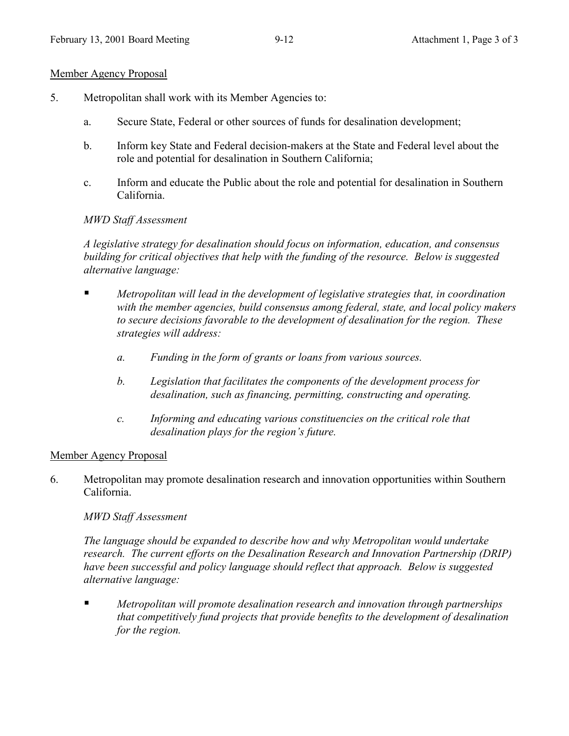<u>Member Agency Proposal</u>

5. Metropolitan shall work with its Member Agencies to:

   a. Secure State, Federal or other sources of funds for desalination development;

   b. Inform key State and Federal decision-makers at the State and Federal level about the role and potential for desalination in Southern California;

   c. Inform and educate the Public about the role and potential for desalination in Southern California.

   *MWD Staff Assessment*

   *A legislative strategy for desalination should focus on information, education, and consensus building for critical objectives that help with the funding of the resource. Below is suggested alternative language:*

   - *Metropolitan will lead in the development of legislative strategies that, in coordination with the member agencies, build consensus among federal, state, and local policy makers to secure decisions favorable to the development of desalination for the region. These strategies will address:*

     *a. Funding in the form of grants or loans from various sources.*

     *b. Legislation that facilitates the components of the development process for desalination, such as financing, permitting, constructing and operating.*

     *c. Informing and educating various constituencies on the critical role that desalination plays for the region's future.*

<u>Member Agency Proposal</u>

6. Metropolitan may promote desalination research and innovation opportunities within Southern California.

   *MWD Staff Assessment*

   *The language should be expanded to describe how and why Metropolitan would undertake research. The current efforts on the Desalination Research and Innovation Partnership (DRIP) have been successful and policy language should reflect that approach. Below is suggested alternative language:*

   - *Metropolitan will promote desalination research and innovation through partnerships that competitively fund projects that provide benefits to the development of desalination for the region.*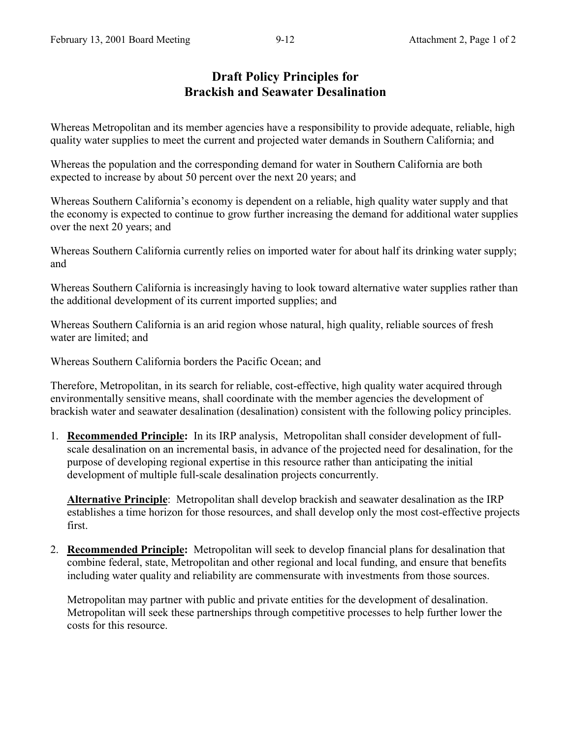# Draft Policy Principles for Brackish and Seawater Desalination

Whereas Metropolitan and its member agencies have a responsibility to provide adequate, reliable, high quality water supplies to meet the current and projected water demands in Southern California; and

Whereas the population and the corresponding demand for water in Southern California are both expected to increase by about 50 percent over the next 20 years; and

Whereas Southern California's economy is dependent on a reliable, high quality water supply and that the economy is expected to continue to grow further increasing the demand for additional water supplies over the next 20 years; and

Whereas Southern California currently relies on imported water for about half its drinking water supply; and

Whereas Southern California is increasingly having to look toward alternative water supplies rather than the additional development of its current imported supplies; and

Whereas Southern California is an arid region whose natural, high quality, reliable sources of fresh water are limited; and

Whereas Southern California borders the Pacific Ocean; and

Therefore, Metropolitan, in its search for reliable, cost-effective, high quality water acquired through environmentally sensitive means, shall coordinate with the member agencies the development of brackish water and seawater desalination (desalination) consistent with the following policy principles.

1. **Recommended Principle:** In its IRP analysis, Metropolitan shall consider development of full-scale desalination on an incremental basis, in advance of the projected need for desalination, for the purpose of developing regional expertise in this resource rather than anticipating the initial development of multiple full-scale desalination projects concurrently.

   **Alternative Principle**: Metropolitan shall develop brackish and seawater desalination as the IRP establishes a time horizon for those resources, and shall develop only the most cost-effective projects first.

2. **Recommended Principle:** Metropolitan will seek to develop financial plans for desalination that combine federal, state, Metropolitan and other regional and local funding, and ensure that benefits including water quality and reliability are commensurate with investments from those sources.

   Metropolitan may partner with public and private entities for the development of desalination. Metropolitan will seek these partnerships through competitive processes to help further lower the costs for this resource.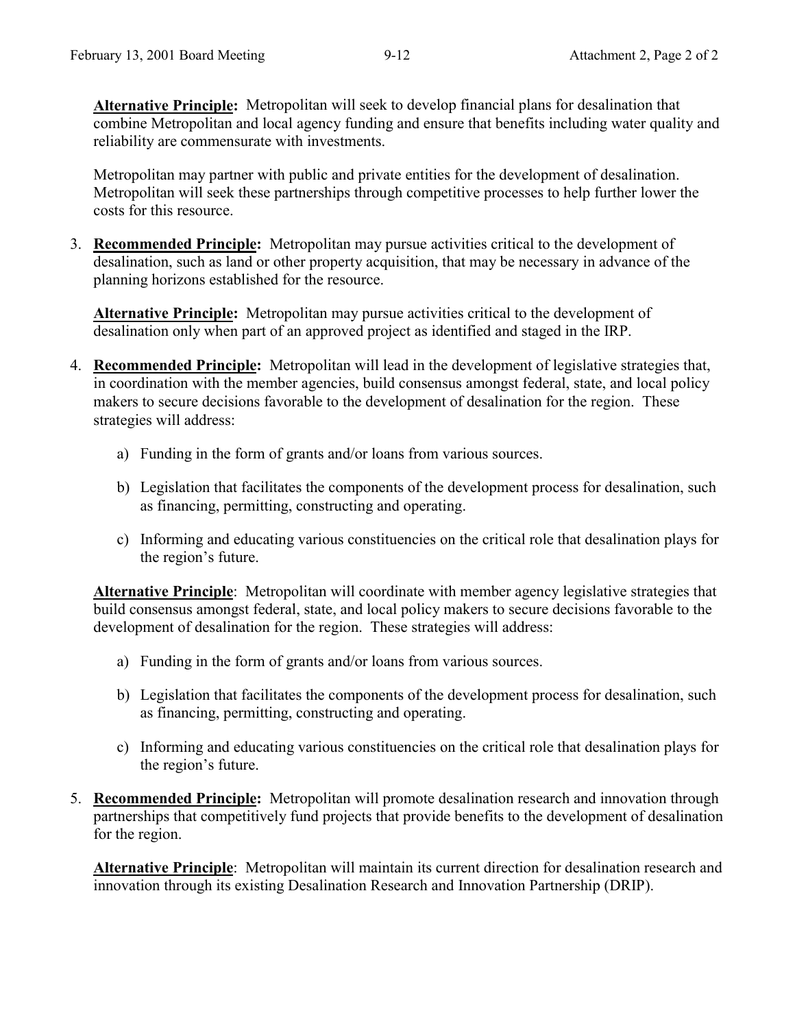**Alternative Principle:** Metropolitan will seek to develop financial plans for desalination that combine Metropolitan and local agency funding and ensure that benefits including water quality and reliability are commensurate with investments.

Metropolitan may partner with public and private entities for the development of desalination. Metropolitan will seek these partnerships through competitive processes to help further lower the costs for this resource.

3. **Recommended Principle:** Metropolitan may pursue activities critical to the development of desalination, such as land or other property acquisition, that may be necessary in advance of the planning horizons established for the resource.

   **Alternative Principle:** Metropolitan may pursue activities critical to the development of desalination only when part of an approved project as identified and staged in the IRP.

4. **Recommended Principle:** Metropolitan will lead in the development of legislative strategies that, in coordination with the member agencies, build consensus amongst federal, state, and local policy makers to secure decisions favorable to the development of desalination for the region. These strategies will address:

   a) Funding in the form of grants and/or loans from various sources.

   b) Legislation that facilitates the components of the development process for desalination, such as financing, permitting, constructing and operating.

   c) Informing and educating various constituencies on the critical role that desalination plays for the region's future.

   **Alternative Principle**: Metropolitan will coordinate with member agency legislative strategies that build consensus amongst federal, state, and local policy makers to secure decisions favorable to the development of desalination for the region. These strategies will address:

   a) Funding in the form of grants and/or loans from various sources.

   b) Legislation that facilitates the components of the development process for desalination, such as financing, permitting, constructing and operating.

   c) Informing and educating various constituencies on the critical role that desalination plays for the region's future.

5. **Recommended Principle:** Metropolitan will promote desalination research and innovation through partnerships that competitively fund projects that provide benefits to the development of desalination for the region.

   **Alternative Principle**: Metropolitan will maintain its current direction for desalination research and innovation through its existing Desalination Research and Innovation Partnership (DRIP).